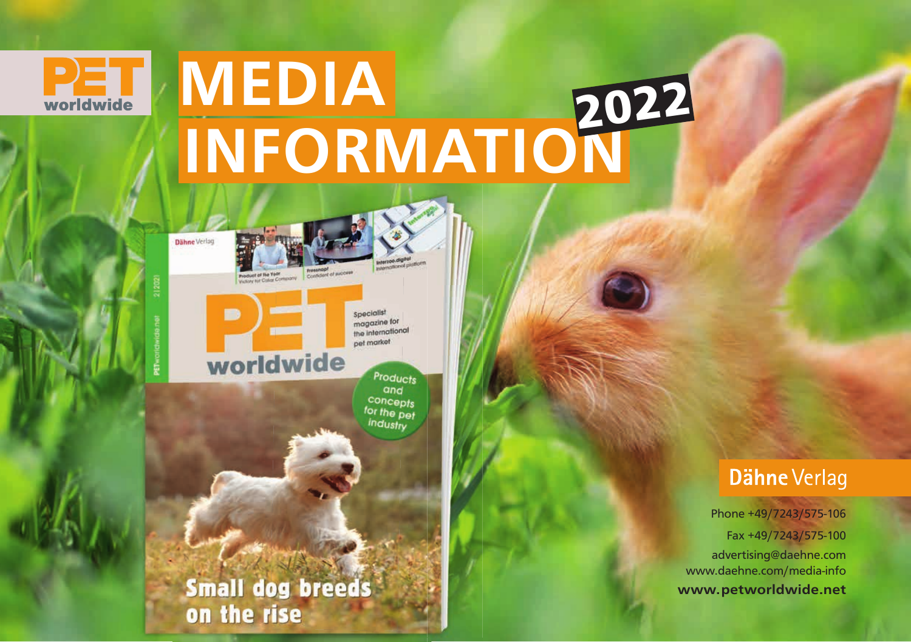PET worldwide

# MEDIA INFORMATION 2022

Dähne Verlag

PET worldwide

Specialist magazine for the international pet market

Products and concepts for the pet industry

Small dog breeds on the rise

**Dähne Verlag**

Phone +49/7243/575-106

Fax +49/7243/575-100

advertising@daehne.com

www.daehne.com/media-info

**www.petworldwide.net**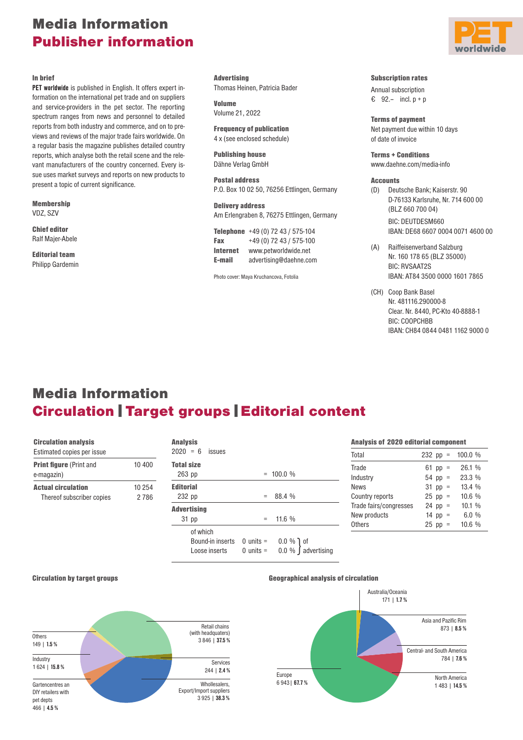# Media Information
## Publisher information

PET worldwide

**In brief**

**PET worldwide** is published in English. It offers expert information on the international pet trade and on suppliers and service-providers in the pet sector. The reporting spectrum ranges from news and personnel to detailed reports from both industry and commerce, and on to previews and reviews of the major trade fairs worldwide. On a regular basis the magazine publishes detailed country reports, which analyse both the retail scene and the relevant manufacturers of the country concerned. Every issue uses market surveys and reports on new products to present a topic of current significance.

**Membership**
VDZ, SZV

**Chief editor**
Ralf Majer-Abele

**Editorial team**
Philipp Gardemin

**Advertising**
Thomas Heinen, Patricia Bader

**Volume**
Volume 21, 2022

**Frequency of publication**
4 x (see enclosed schedule)

**Publishing house**
Dähne Verlag GmbH

**Postal address**
P.O. Box 10 02 50, 76256 Ettlingen, Germany

**Delivery address**
Am Erlengraben 8, 76275 Ettlingen, Germany

**Telephone** +49 (0) 72 43 / 575-104
**Fax** +49 (0) 72 43 / 575-100
**Internet** www.petworldwide.net
**E-mail** advertising@daehne.com

Photo cover: Maya Kruchancova, Fotolia

**Subscription rates**

Annual subscription
€ 92.– incl. p + p

**Terms of payment**
Net payment due within 10 days of date of invoice

**Terms + Conditions**
www.daehne.com/media-info

**Accounts**

(D) Deutsche Bank; Kaiserstr. 90
D-76133 Karlsruhe, Nr. 714 600 00 (BLZ 660 700 04)
BIC: DEUTDESM660
IBAN: DE68 6607 0004 0071 4600 00

(A) Raiffeisenverband Salzburg
Nr. 160 178 65 (BLZ 35000)
BIC: RVSAAT2S
IBAN: AT84 3500 0000 1601 7865

(CH) Coop Bank Basel
Nr. 481116.290000-8
Clear. Nr. 8440, PC-Kto 40-8888-1
BIC: COOPCHBB
IBAN: CH84 0844 0481 1162 9000 0

# Media Information
## Circulation | Target groups | Editorial content

**Circulation analysis**
Estimated copies per issue

| | |
|---|---|
| **Print figure** (Print and e-magazin) | 10 400 |
| **Actual circulation** | 10 254 |
| Thereof subscriber copies | 2 786 |

**Analysis**
2020 = 6 issues

| | |
|---|---|
| **Total size** 263 pp | = 100.0 % |
| **Editorial** 232 pp | = 88.4 % |
| **Advertising** 31 pp | = 11.6 % |
| of which | |
| Bound-in inserts 0 units = | 0.0 % of advertising |
| Loose inserts 0 units = | 0.0 % of advertising |

**Analysis of 2020 editorial component**

| | | |
|---|---|---|
| Total | 232 pp = | 100.0 % |
| Trade | 61 pp = | 26.1 % |
| Industry | 54 pp = | 23.3 % |
| News | 31 pp = | 13.4 % |
| Country reports | 25 pp = | 10.6 % |
| Trade fairs/congresses | 24 pp = | 10.1 % |
| New products | 14 pp = | 6.0 % |
| Others | 25 pp = | 10.6 % |

**Circulation by target groups**

- Retail chains (with headquaters) 3 846 | **37.5 %**
- Services 244 | **2.4 %**
- Wholesalers, Export/Import suppliers 3 925 | **38.3 %**
- Gartencentres an DIY retailers with pet depts 466 | **4.5 %**
- Industry 1 624 | **15.8 %**
- Others 149 | **1.5 %**

**Geographical analysis of circulation**

- Australia/Oceania 171 | **1.7 %**
- Asia and Pazific Rim 873 | **8.5 %**
- Central- and South America 784 | **7.6 %**
- North America 1 483 | **14.5 %**
- Europe 6 943 | **67.7 %**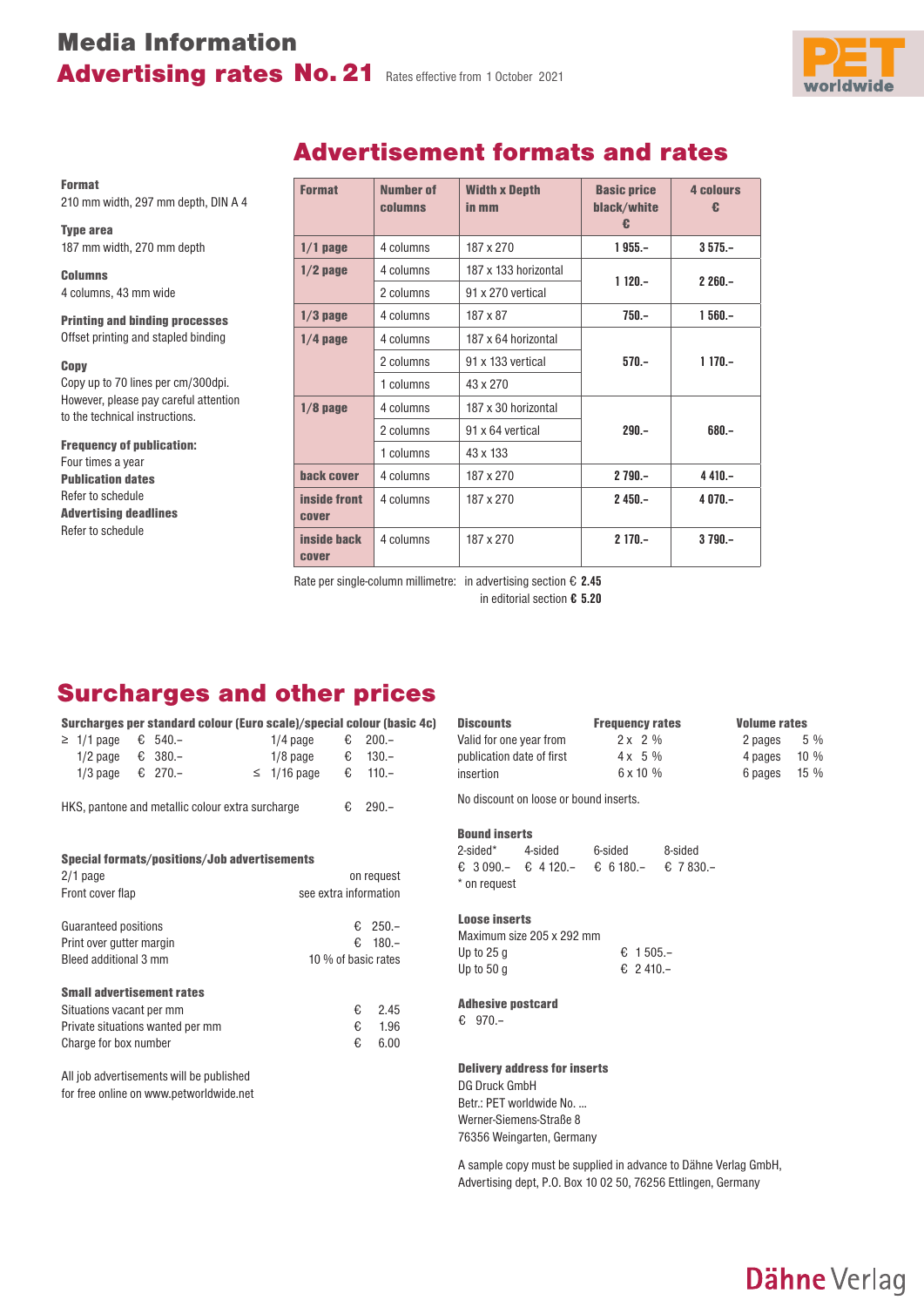# Media Information

## Advertising rates No. 21

Rates effective from 1 October 2021

**Format**
210 mm width, 297 mm depth, DIN A 4

**Type area**
187 mm width, 270 mm depth

**Columns**
4 columns, 43 mm wide

**Printing and binding processes**
Offset printing and stapled binding

**Copy**
Copy up to 70 lines per cm/300dpi. However, please pay careful attention to the technical instructions.

**Frequency of publication:**
Four times a year

**Publication dates**
Refer to schedule

**Advertising deadlines**
Refer to schedule

## Advertisement formats and rates

| Format | Number of columns | Width x Depth in mm | Basic price black/white € | 4 colours € |
|---|---|---|---|---|
| **1/1 page** | 4 columns | 187 x 270 | **1 955.–** | **3 575.–** |
| **1/2 page** | 4 columns | 187 x 133 horizontal | **1 120.–** | **2 260.–** |
| | 2 columns | 91 x 270 vertical | | |
| **1/3 page** | 4 columns | 187 x 87 | **750.–** | **1 560.–** |
| **1/4 page** | 4 columns | 187 x 64 horizontal | **570.–** | **1 170.–** |
| | 2 columns | 91 x 133 vertical | | |
| | 1 columns | 43 x 270 | | |
| **1/8 page** | 4 columns | 187 x 30 horizontal | **290.–** | **680.–** |
| | 2 columns | 91 x 64 vertical | | |
| | 1 columns | 43 x 133 | | |
| **back cover** | 4 columns | 187 x 270 | **2 790.–** | **4 410.–** |
| **inside front cover** | 4 columns | 187 x 270 | **2 450.–** | **4 070.–** |
| **inside back cover** | 4 columns | 187 x 270 | **2 170.–** | **3 790.–** |

Rate per single-column millimetre: in advertising section € **2.45**
in editorial section **€ 5.20**

## Surcharges and other prices

**Surcharges per standard colour (Euro scale)/special colour (basic 4c)**

| | | | | |
|---|---|---|---|---|
| ≥ 1/1 page | € 540.– | | 1/4 page | € 200.– |
| 1/2 page | € 380.– | | 1/8 page | € 130.– |
| 1/3 page | € 270.– | ≤ | 1/16 page | € 110.– |

HKS, pantone and metallic colour extra surcharge € 290.–

**Special formats/positions/Job advertisements**

2/1 page — on request
Front cover flap — see extra information

Guaranteed positions — € 250.–
Print over gutter margin — € 180.–
Bleed additional 3 mm — 10 % of basic rates

**Small advertisement rates**

Situations vacant per mm — € 2.45
Private situations wanted per mm — € 1.96
Charge for box number — € 6.00

All job advertisements will be published for free online on www.petworldwide.net

**Discounts**
Valid for one year from publication date of first insertion

| Frequency rates | Volume rates |
|---|---|
| 2 x 2 % | 2 pages 5 % |
| 4 x 5 % | 4 pages 10 % |
| 6 x 10 % | 6 pages 15 % |

No discount on loose or bound inserts.

**Bound inserts**

| 2-sided* | 4-sided | 6-sided | 8-sided |
|---|---|---|---|
| € 3 090.– | € 4 120.– | € 6 180.– | € 7 830.– |

* on request

**Loose inserts**
Maximum size 205 x 292 mm
Up to 25 g — € 1 505.–
Up to 50 g — € 2 410.–

**Adhesive postcard**
€ 970.–

**Delivery address for inserts**
DG Druck GmbH
Betr.: PET worldwide No. ...
Werner-Siemens-Straße 8
76356 Weingarten, Germany

A sample copy must be supplied in advance to Dähne Verlag GmbH, Advertising dept, P.O. Box 10 02 50, 76256 Ettlingen, Germany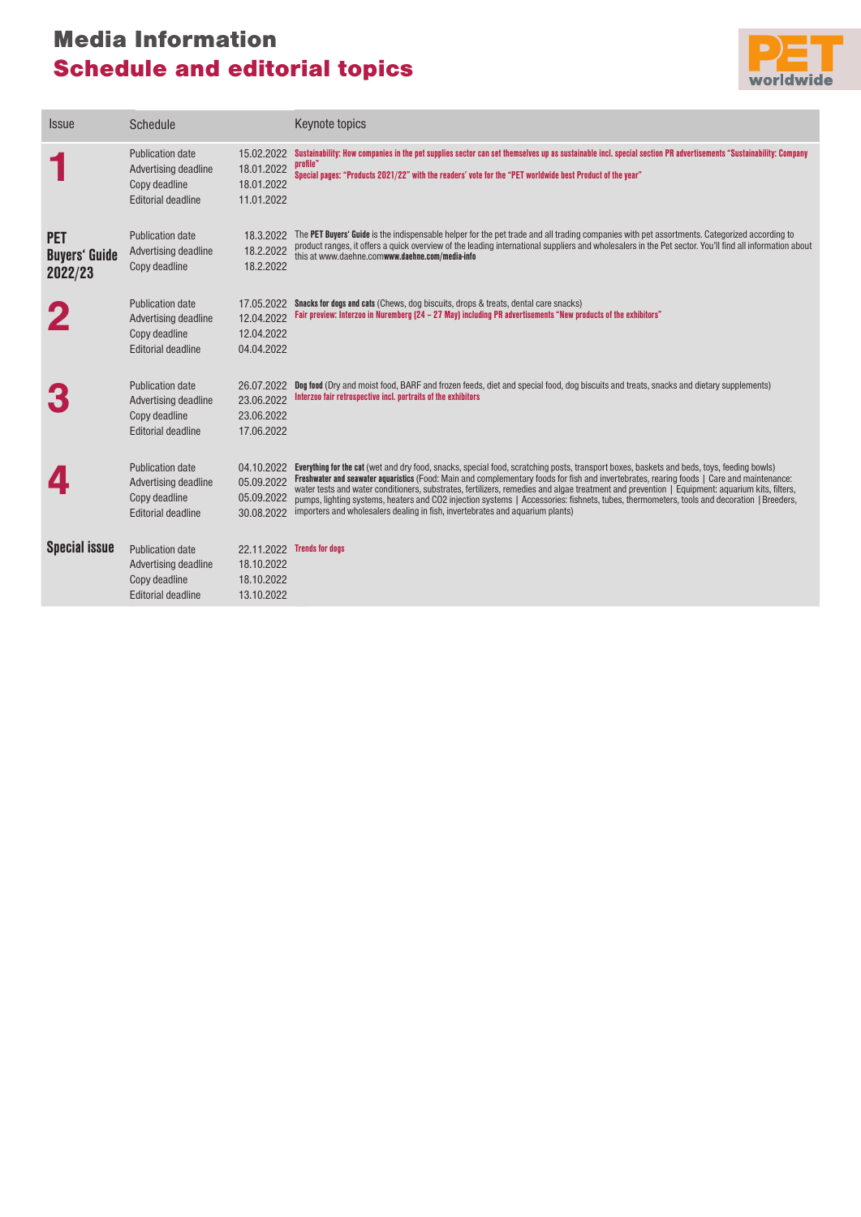# Media Information
## Schedule and editorial topics

PET worldwide

| Issue | Schedule | | Keynote topics |
|---|---|---|---|
| **1** | Publication date<br>Advertising deadline<br>Copy deadline<br>Editorial deadline | 15.02.2022<br>18.01.2022<br>18.01.2022<br>11.01.2022 | **Sustainability: How companies in the pet supplies sector can set themselves up as sustainable incl. special section PR advertisements "Sustainability: Company profile"**<br>**Special pages: "Products 2021/22" with the readers' vote for the "PET worldwide best Product of the year"** |
| **PET Buyers' Guide 2022/23** | Publication date<br>Advertising deadline<br>Copy deadline | 18.3.2022<br>18.2.2022<br>18.2.2022 | The **PET Buyers' Guide** is the indispensable helper for the pet trade and all trading companies with pet assortments. Categorized according to product ranges, it offers a quick overview of the leading international suppliers and wholesalers in the Pet sector. You'll find all information about this at www.daehne.com**www.daehne.com/media-info** |
| **2** | Publication date<br>Advertising deadline<br>Copy deadline<br>Editorial deadline | 17.05.2022<br>12.04.2022<br>12.04.2022<br>04.04.2022 | **Snacks for dogs and cats** (Chews, dog biscuits, drops & treats, dental care snacks)<br>**Fair preview: Interzoo in Nuremberg (24 – 27 May) including PR advertisements "New products of the exhibitors"** |
| **3** | Publication date<br>Advertising deadline<br>Copy deadline<br>Editorial deadline | 26.07.2022<br>23.06.2022<br>23.06.2022<br>17.06.2022 | **Dog food** (Dry and moist food, BARF and frozen feeds, diet and special food, dog biscuits and treats, snacks and dietary supplements)<br>**Interzoo fair retrospective incl. portraits of the exhibitors** |
| **4** | Publication date<br>Advertising deadline<br>Copy deadline<br>Editorial deadline | 04.10.2022<br>05.09.2022<br>05.09.2022<br>30.08.2022 | **Everything for the cat** (wet and dry food, snacks, special food, scratching posts, transport boxes, baskets and beds, toys, feeding bowls)<br>**Freshwater and seawater aquaristics** (Food: Main and complementary foods for fish and invertebrates, rearing foods \| Care and maintenance: water tests and water conditioners, substrates, fertilizers, remedies and algae treatment and prevention \| Equipment: aquarium kits, filters, pumps, lighting systems, heaters and CO2 injection systems \| Accessories: fishnets, tubes, thermometers, tools and decoration \| Breeders, importers and wholesalers dealing in fish, invertebrates and aquarium plants) |
| **Special issue** | Publication date<br>Advertising deadline<br>Copy deadline<br>Editorial deadline | 22.11.2022<br>18.10.2022<br>18.10.2022<br>13.10.2022 | **Trends for dogs** |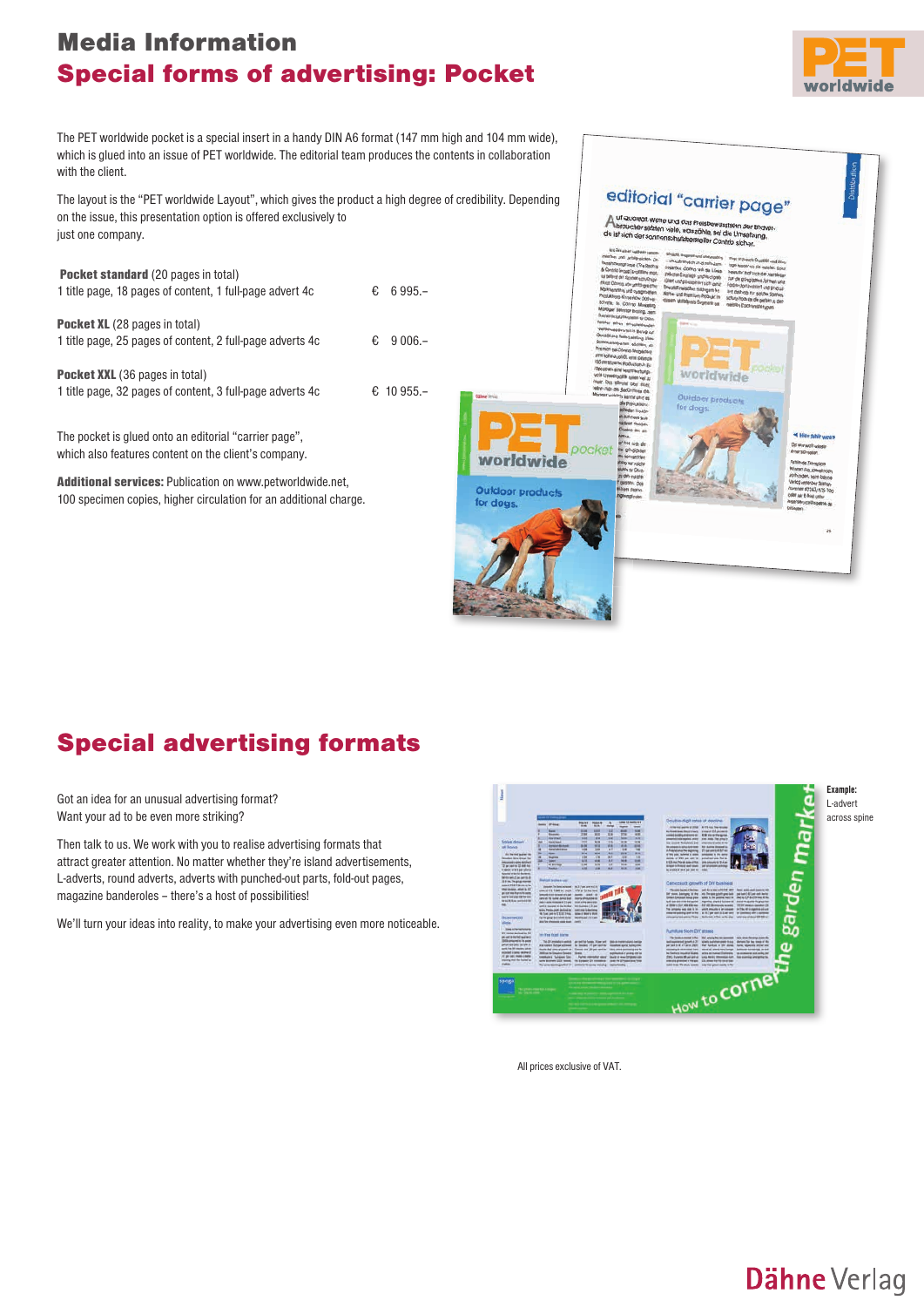# Media Information

## Special forms of advertising: Pocket

The PET worldwide pocket is a special insert in a handy DIN A6 format (147 mm high and 104 mm wide), which is glued into an issue of PET worldwide. The editorial team produces the contents in collaboration with the client.

The layout is the "PET worldwide Layout", which gives the product a high degree of credibility. Depending on the issue, this presentation option is offered exclusively to just one company.

**Pocket standard** (20 pages in total)
1 title page, 18 pages of content, 1 full-page advert 4c — € 6 995.–

**Pocket XL** (28 pages in total)
1 title page, 25 pages of content, 2 full-page adverts 4c — € 9 006.–

**Pocket XXL** (36 pages in total)
1 title page, 32 pages of content, 3 full-page adverts 4c — € 10 955.–

The pocket is glued onto an editorial "carrier page", which also features content on the client's company.

**Additional services:** Publication on www.petworldwide.net, 100 specimen copies, higher circulation for an additional charge.

## Special advertising formats

Got an idea for an unusual advertising format?
Want your ad to be even more striking?

Then talk to us. We work with you to realise advertising formats that attract greater attention. No matter whether they're island advertisements, L-adverts, round adverts, adverts with punched-out parts, fold-out pages, magazine banderoles – there's a host of possibilities!

We'll turn your ideas into reality, to make your advertising even more noticeable.

**Example:**
L-advert across spine

All prices exclusive of VAT.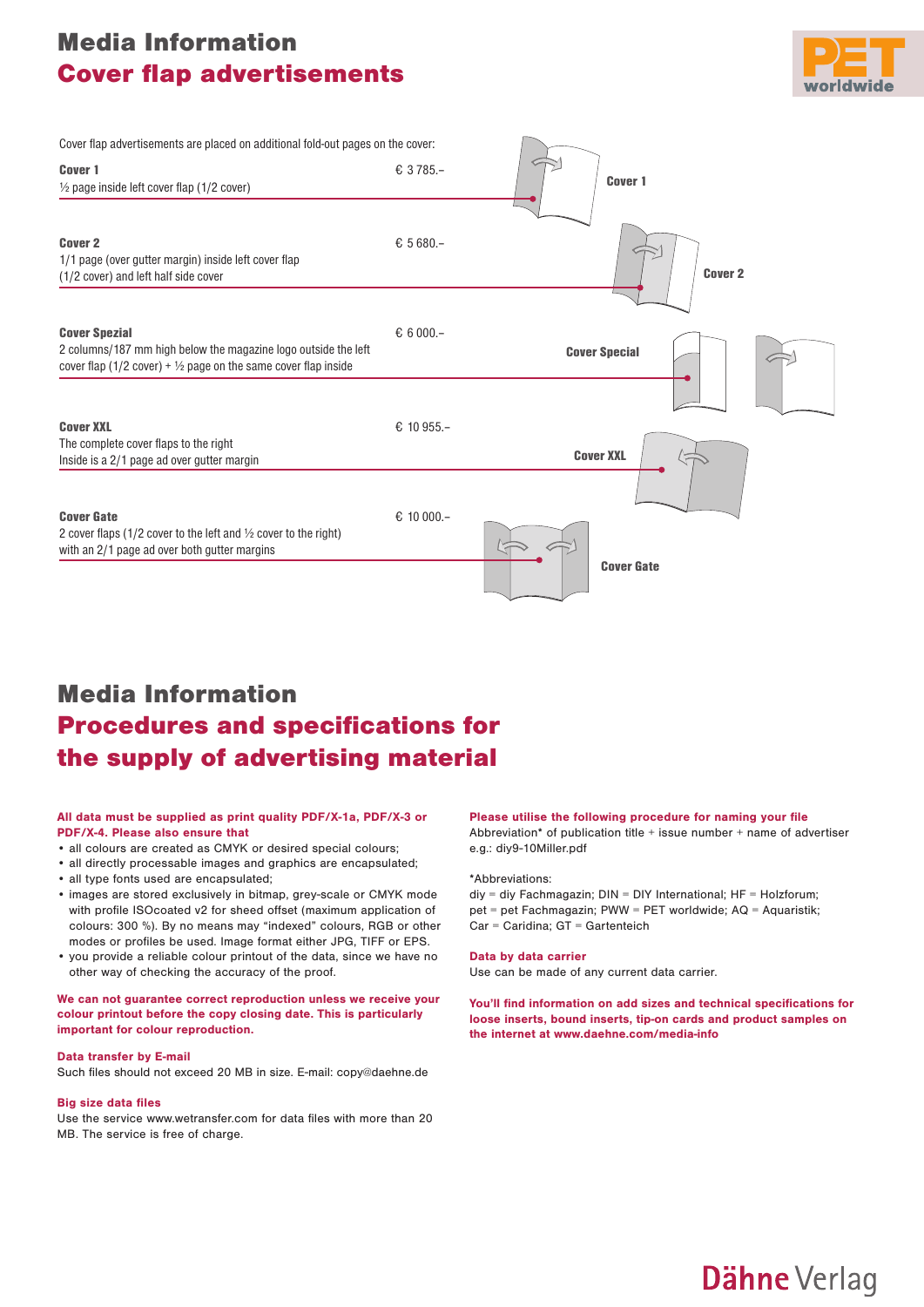# Media Information
## Cover flap advertisements

Cover flap advertisements are placed on additional fold-out pages on the cover:

**Cover 1** € 3 785.–
½ page inside left cover flap (1/2 cover)

**Cover 2** € 5 680.–
1/1 page (over gutter margin) inside left cover flap (1/2 cover) and left half side cover

**Cover Spezial** € 6 000.–
2 columns/187 mm high below the magazine logo outside the left cover flap (1/2 cover) + ½ page on the same cover flap inside

**Cover XXL** € 10 955.–
The complete cover flaps to the right
Inside is a 2/1 page ad over gutter margin

**Cover Gate** € 10 000.–
2 cover flaps (1/2 cover to the left and ½ cover to the right) with an 2/1 page ad over both gutter margins

Cover 1

Cover 2

Cover Special

Cover XXL

Cover Gate

# Media Information
## Procedures and specifications for the supply of advertising material

**All data must be supplied as print quality PDF/X-1a, PDF/X-3 or PDF/X-4. Please also ensure that**

- all colours are created as CMYK or desired special colours;
- all directly processable images and graphics are encapsulated;
- all type fonts used are encapsulated;
- images are stored exclusively in bitmap, grey-scale or CMYK mode with profile ISOcoated v2 for sheed offset (maximum application of colours: 300 %). By no means may "indexed" colours, RGB or other modes or profiles be used. Image format either JPG, TIFF or EPS.
- you provide a reliable colour printout of the data, since we have no other way of checking the accuracy of the proof.

**We can not guarantee correct reproduction unless we receive your colour printout before the copy closing date. This is particularly important for colour reproduction.**

**Data transfer by E-mail**
Such files should not exceed 20 MB in size. E-mail: copy@daehne.de

**Big size data files**
Use the service www.wetransfer.com for data files with more than 20 MB. The service is free of charge.

**Please utilise the following procedure for naming your file**
Abbreviation* of publication title + issue number + name of advertiser
e.g.: diy9-10Miller.pdf

*Abbreviations:
diy = diy Fachmagazin; DIN = DIY International; HF = Holzforum;
pet = pet Fachmagazin; PWW = PET worldwide; AQ = Aquaristik;
Car = Caridina; GT = Gartenteich

**Data by data carrier**
Use can be made of any current data carrier.

**You'll find information on add sizes and technical specifications for loose inserts, bound inserts, tip-on cards and product samples on the internet at www.daehne.com/media-info**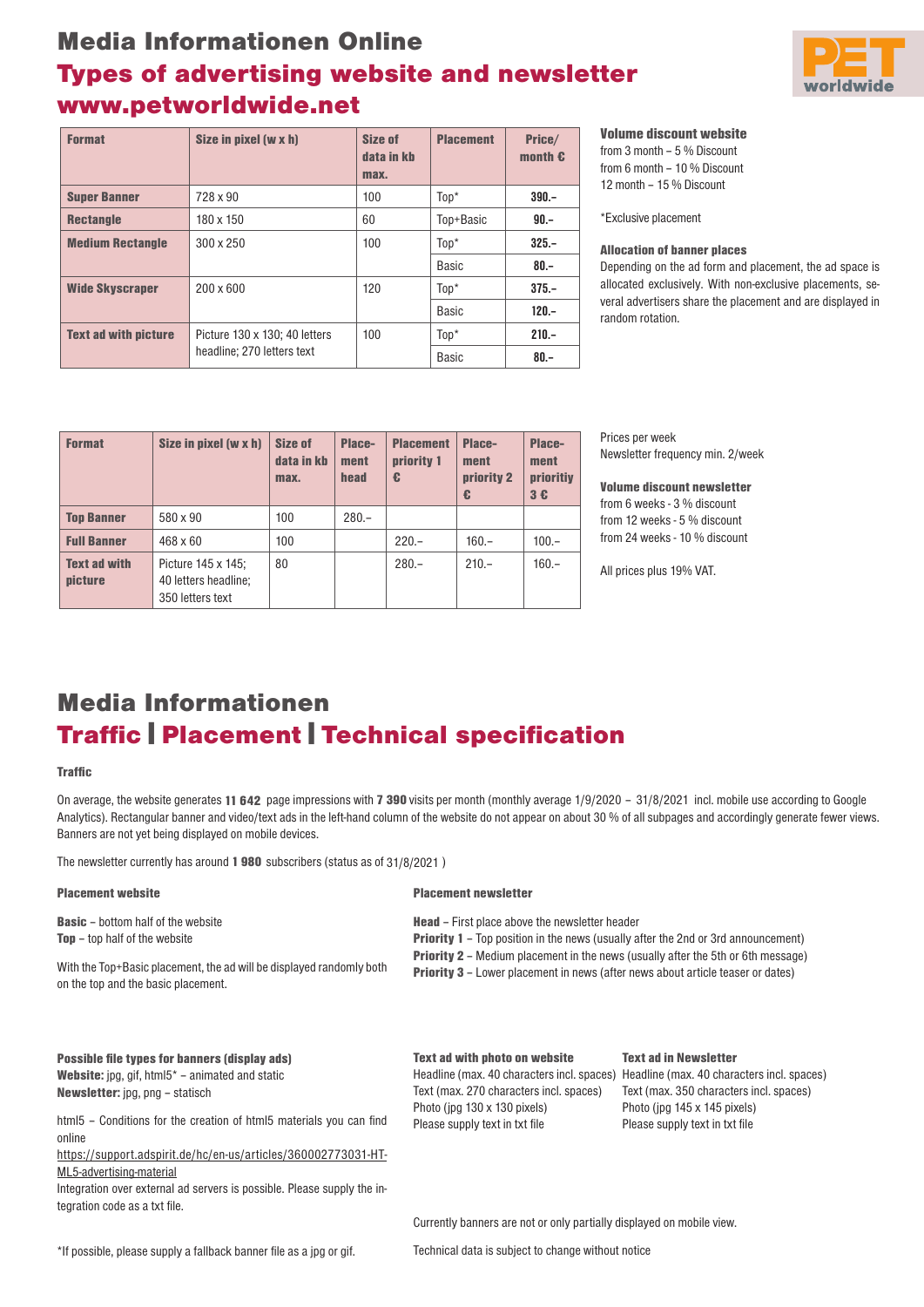# Media Informationen Online

## Types of advertising website and newsletter

## www.petworldwide.net

| Format | Size in pixel (w x h) | Size of data in kb max. | Placement | Price/ month € |
|---|---|---|---|---|
| **Super Banner** | 728 x 90 | 100 | Top* | **390.–** |
| **Rectangle** | 180 x 150 | 60 | Top+Basic | **90.–** |
| **Medium Rectangle** | 300 x 250 | 100 | Top* | **325.–** |
| | | | Basic | **80.–** |
| **Wide Skyscraper** | 200 x 600 | 120 | Top* | **375.–** |
| | | | Basic | **120.–** |
| **Text ad with picture** | Picture 130 x 130; 40 letters headline; 270 letters text | 100 | Top* | **210.–** |
| | | | Basic | **80.–** |

**Volume discount website**
from 3 month – 5 % Discount
from 6 month – 10 % Discount
12 month – 15 % Discount

*Exclusive placement

**Allocation of banner places**
Depending on the ad form and placement, the ad space is allocated exclusively. With non-exclusive placements, several advertisers share the placement and are displayed in random rotation.

| Format | Size in pixel (w x h) | Size of data in kb max. | Placement head | Placement priority 1 € | Placement priority 2 € | Placement prioritiy 3 € |
|---|---|---|---|---|---|---|
| **Top Banner** | 580 x 90 | 100 | 280.– | | | |
| **Full Banner** | 468 x 60 | 100 | | 220.– | 160.– | 100.– |
| **Text ad with picture** | Picture 145 x 145; 40 letters headline; 350 letters text | 80 | | 280.– | 210.– | 160.– |

Prices per week
Newsletter frequency min. 2/week

**Volume discount newsletter**
from 6 weeks - 3 % discount
from 12 weeks - 5 % discount
from 24 weeks - 10 % discount

All prices plus 19% VAT.

# Media Informationen

## Traffic | Placement | Technical specification

**Traffic**

On average, the website generates **11 642** page impressions with **7 390** visits per month (monthly average 1/9/2020 – 31/8/2021 incl. mobile use according to Google Analytics). Rectangular banner and video/text ads in the left-hand column of the website do not appear on about 30 % of all subpages and accordingly generate fewer views. Banners are not yet being displayed on mobile devices.

The newsletter currently has around **1 980** subscribers (status as of 31/8/2021 )

**Placement website**

**Basic** – bottom half of the website
**Top** – top half of the website

With the Top+Basic placement, the ad will be displayed randomly both on the top and the basic placement.

**Placement newsletter**

**Head** – First place above the newsletter header
**Priority 1** – Top position in the news (usually after the 2nd or 3rd announcement)
**Priority 2** – Medium placement in the news (usually after the 5th or 6th message)
**Priority 3** – Lower placement in news (after news about article teaser or dates)

**Possible file types for banners (display ads)**
**Website:** jpg, gif, html5* – animated and static
**Newsletter:** jpg, png – statisch

html5 – Conditions for the creation of html5 materials you can find online
https://support.adspirit.de/hc/en-us/articles/360002773031-HTML5-advertising-material
Integration over external ad servers is possible. Please supply the integration code as a txt file.

*If possible, please supply a fallback banner file as a jpg or gif.

**Text ad with photo on website**
Headline (max. 40 characters incl. spaces)
Text (max. 270 characters incl. spaces)
Photo (jpg 130 x 130 pixels)
Please supply text in txt file

**Text ad in Newsletter**
Headline (max. 40 characters incl. spaces)
Text (max. 350 characters incl. spaces)
Photo (jpg 145 x 145 pixels)
Please supply text in txt file

Currently banners are not or only partially displayed on mobile view.

Technical data is subject to change without notice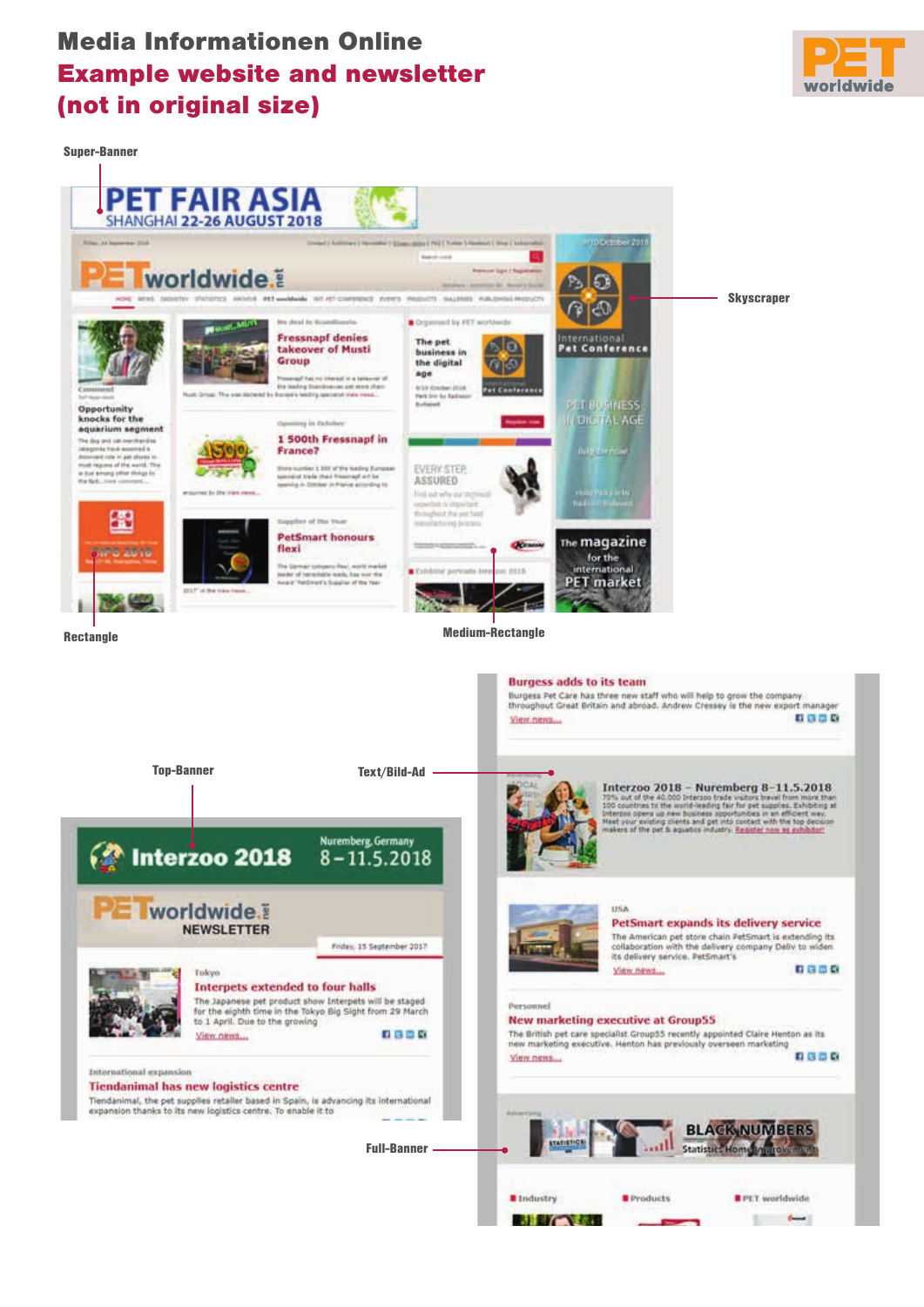# Media Informationen Online

## Example website and newsletter (not in original size)

Super-Banner

Skyscraper

Rectangle

Medium-Rectangle

Top-Banner

Text/Bild-Ad

Full-Banner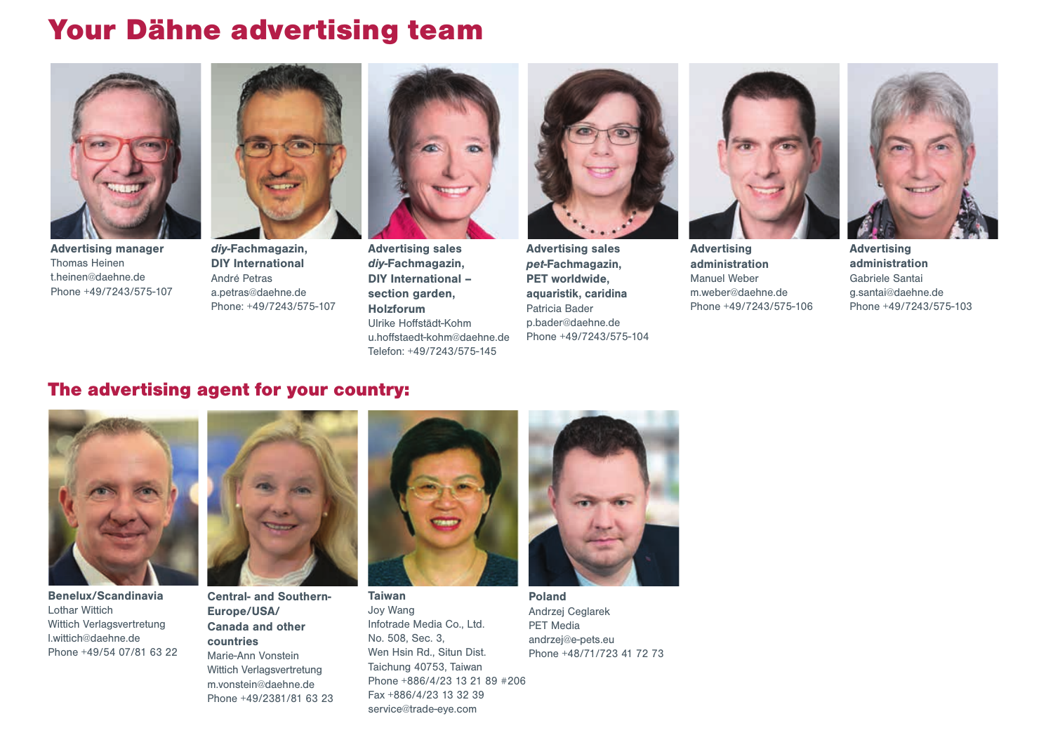# Your Dähne advertising team

**Advertising manager**
Thomas Heinen
t.heinen@daehne.de
Phone +49/7243/575-107

***diy*-Fachmagazin, DIY International**
André Petras
a.petras@daehne.de
Phone: +49/7243/575-107

**Advertising sales *diy*-Fachmagazin, DIY International – section garden, Holzforum**
Ulrike Hoffstädt-Kohm
u.hoffstaedt-kohm@daehne.de
Telefon: +49/7243/575-145

**Advertising sales *pet*-Fachmagazin, PET worldwide, aquaristik, caridina**
Patricia Bader
p.bader@daehne.de
Phone +49/7243/575-104

**Advertising administration**
Manuel Weber
m.weber@daehne.de
Phone +49/7243/575-106

**Advertising administration**
Gabriele Santai
g.santai@daehne.de
Phone +49/7243/575-103

## The advertising agent for your country:

**Benelux/Scandinavia**
Lothar Wittich
Wittich Verlagsvertretung
l.wittich@daehne.de
Phone +49/54 07/81 63 22

**Central- and Southern-Europe/USA/Canada and other countries**
Marie-Ann Vonstein
Wittich Verlagsvertretung
m.vonstein@daehne.de
Phone +49/2381/81 63 23

**Taiwan**
Joy Wang
Infotrade Media Co., Ltd.
No. 508, Sec. 3,
Wen Hsin Rd., Situn Dist.
Taichung 40753, Taiwan
Phone +886/4/23 13 21 89 #206
Fax +886/4/23 13 32 39
service@trade-eye.com

**Poland**
Andrzej Ceglarek
PET Media
andrzej@e-pets.eu
Phone +48/71/723 41 72 73